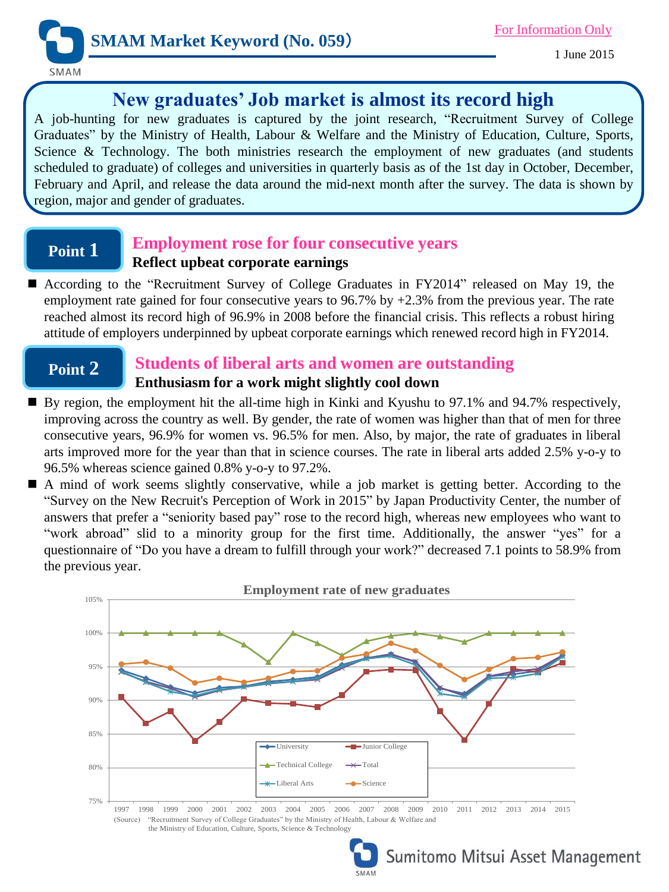SMAM Market Keyword (No. 059)

For Information Only

1 June 2015

# New graduates' Job market is almost its record high

A job-hunting for new graduates is captured by the joint research, "Recruitment Survey of College Graduates" by the Ministry of Health, Labour & Welfare and the Ministry of Education, Culture, Sports, Science & Technology. The both ministries research the employment of new graduates (and students scheduled to graduate) of colleges and universities in quarterly basis as of the 1st day in October, December, February and April, and release the data around the mid-next month after the survey. The data is shown by region, major and gender of graduates.

## Point 1

### Employment rose for four consecutive years

**Reflect upbeat corporate earnings**

- According to the "Recruitment Survey of College Graduates in FY2014" released on May 19, the employment rate gained for four consecutive years to 96.7% by +2.3% from the previous year. The rate reached almost its record high of 96.9% in 2008 before the financial crisis. This reflects a robust hiring attitude of employers underpinned by upbeat corporate earnings which renewed record high in FY2014.

## Point 2

### Students of liberal arts and women are outstanding

**Enthusiasm for a work might slightly cool down**

- By region, the employment hit the all-time high in Kinki and Kyushu to 97.1% and 94.7% respectively, improving across the country as well. By gender, the rate of women was higher than that of men for three consecutive years, 96.9% for women vs. 96.5% for men. Also, by major, the rate of graduates in liberal arts improved more for the year than that in science courses. The rate in liberal arts added 2.5% y-o-y to 96.5% whereas science gained 0.8% y-o-y to 97.2%.
- A mind of work seems slightly conservative, while a job market is getting better. According to the "Survey on the New Recruit's Perception of Work in 2015" by Japan Productivity Center, the number of answers that prefer a "seniority based pay" rose to the record high, whereas new employees who want to "work abroad" slid to a minority group for the first time. Additionally, the answer "yes" for a questionnaire of "Do you have a dream to fulfill through your work?" decreased 7.1 points to 58.9% from the previous year.

**Employment rate of new graduates**

(Chart: University, Junior College, Technical College, Total, Liberal Arts, Science; 1997–2015; 75%–105%)

(Source) "Recruitment Survey of College Graduates" by the Ministry of Health, Labour & Welfare and the Ministry of Education, Culture, Sports, Science & Technology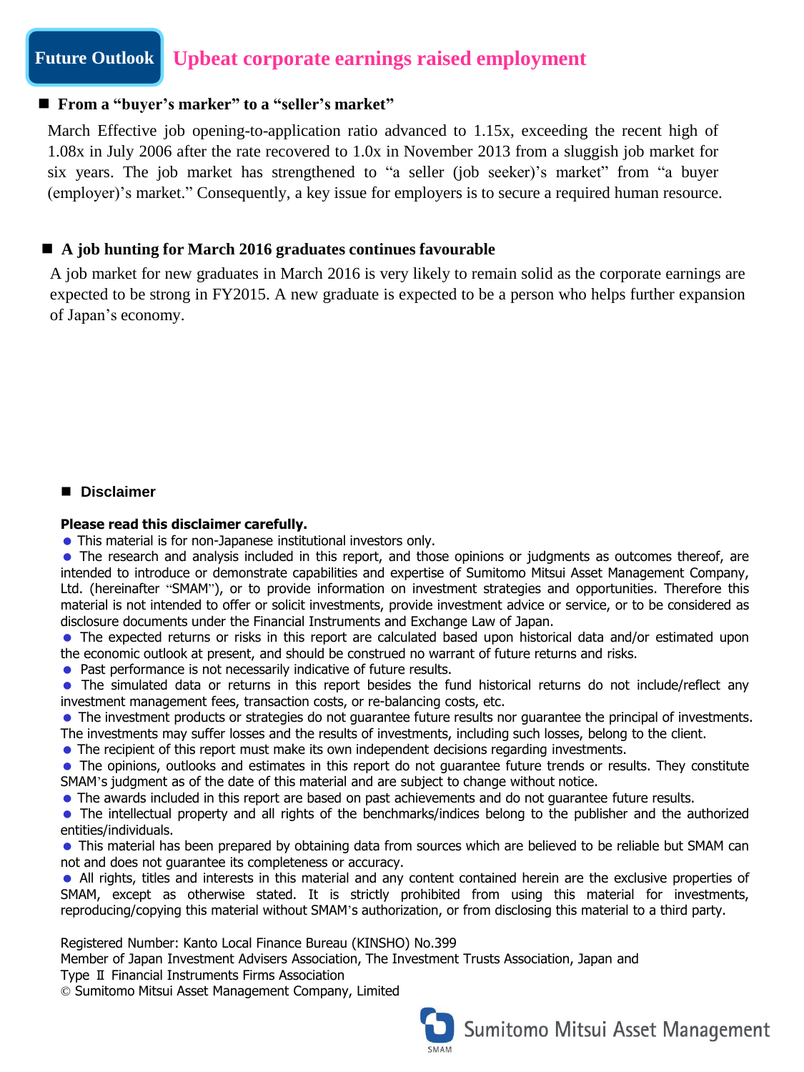## Future Outlook　Upbeat corporate earnings raised employment

### ■ From a "buyer's marker" to a "seller's market"

March Effective job opening-to-application ratio advanced to 1.15x, exceeding the recent high of 1.08x in July 2006 after the rate recovered to 1.0x in November 2013 from a sluggish job market for six years. The job market has strengthened to "a seller (job seeker)'s market" from "a buyer (employer)'s market." Consequently, a key issue for employers is to secure a required human resource.

### ■ A job hunting for March 2016 graduates continues favourable

A job market for new graduates in March 2016 is very likely to remain solid as the corporate earnings are expected to be strong in FY2015. A new graduate is expected to be a person who helps further expansion of Japan's economy.

### ■ Disclaimer

**Please read this disclaimer carefully.**

- This material is for non-Japanese institutional investors only.
- The research and analysis included in this report, and those opinions or judgments as outcomes thereof, are intended to introduce or demonstrate capabilities and expertise of Sumitomo Mitsui Asset Management Company, Ltd. (hereinafter "SMAM"), or to provide information on investment strategies and opportunities. Therefore this material is not intended to offer or solicit investments, provide investment advice or service, or to be considered as disclosure documents under the Financial Instruments and Exchange Law of Japan.
- The expected returns or risks in this report are calculated based upon historical data and/or estimated upon the economic outlook at present, and should be construed no warrant of future returns and risks.
- Past performance is not necessarily indicative of future results.
- The simulated data or returns in this report besides the fund historical returns do not include/reflect any investment management fees, transaction costs, or re-balancing costs, etc.
- The investment products or strategies do not guarantee future results nor guarantee the principal of investments. The investments may suffer losses and the results of investments, including such losses, belong to the client.
- The recipient of this report must make its own independent decisions regarding investments.
- The opinions, outlooks and estimates in this report do not guarantee future trends or results. They constitute SMAM's judgment as of the date of this material and are subject to change without notice.
- The awards included in this report are based on past achievements and do not guarantee future results.
- The intellectual property and all rights of the benchmarks/indices belong to the publisher and the authorized entities/individuals.
- This material has been prepared by obtaining data from sources which are believed to be reliable but SMAM can not and does not guarantee its completeness or accuracy.
- All rights, titles and interests in this material and any content contained herein are the exclusive properties of SMAM, except as otherwise stated. It is strictly prohibited from using this material for investments, reproducing/copying this material without SMAM's authorization, or from disclosing this material to a third party.

Registered Number: Kanto Local Finance Bureau (KINSHO) No.399
Member of Japan Investment Advisers Association, The Investment Trusts Association, Japan and Type Ⅱ Financial Instruments Firms Association
© Sumitomo Mitsui Asset Management Company, Limited

Sumitomo Mitsui Asset Management